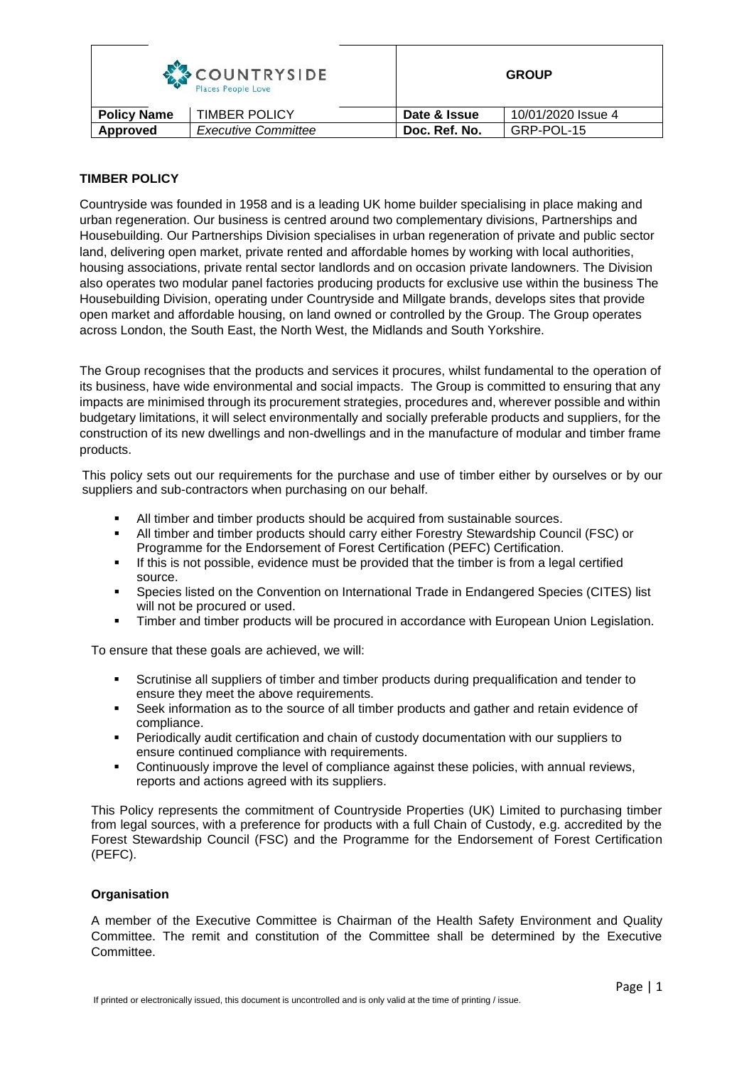| COUNTRYSIDE Places People Love | | GROUP | |
|---|---|---|---|
| **Policy Name** | TIMBER POLICY | **Date & Issue** | 10/01/2020 Issue 4 |
| **Approved** | *Executive Committee* | **Doc. Ref. No.** | GRP-POL-15 |

## TIMBER POLICY

Countryside was founded in 1958 and is a leading UK home builder specialising in place making and urban regeneration. Our business is centred around two complementary divisions, Partnerships and Housebuilding. Our Partnerships Division specialises in urban regeneration of private and public sector land, delivering open market, private rented and affordable homes by working with local authorities, housing associations, private rental sector landlords and on occasion private landowners. The Division also operates two modular panel factories producing products for exclusive use within the business The Housebuilding Division, operating under Countryside and Millgate brands, develops sites that provide open market and affordable housing, on land owned or controlled by the Group. The Group operates across London, the South East, the North West, the Midlands and South Yorkshire.

The Group recognises that the products and services it procures, whilst fundamental to the operation of its business, have wide environmental and social impacts. The Group is committed to ensuring that any impacts are minimised through its procurement strategies, procedures and, wherever possible and within budgetary limitations, it will select environmentally and socially preferable products and suppliers, for the construction of its new dwellings and non-dwellings and in the manufacture of modular and timber frame products.

This policy sets out our requirements for the purchase and use of timber either by ourselves or by our suppliers and sub-contractors when purchasing on our behalf.

- All timber and timber products should be acquired from sustainable sources.
- All timber and timber products should carry either Forestry Stewardship Council (FSC) or Programme for the Endorsement of Forest Certification (PEFC) Certification.
- If this is not possible, evidence must be provided that the timber is from a legal certified source.
- Species listed on the Convention on International Trade in Endangered Species (CITES) list will not be procured or used.
- Timber and timber products will be procured in accordance with European Union Legislation.

To ensure that these goals are achieved, we will:

- Scrutinise all suppliers of timber and timber products during prequalification and tender to ensure they meet the above requirements.
- Seek information as to the source of all timber products and gather and retain evidence of compliance.
- Periodically audit certification and chain of custody documentation with our suppliers to ensure continued compliance with requirements.
- Continuously improve the level of compliance against these policies, with annual reviews, reports and actions agreed with its suppliers.

This Policy represents the commitment of Countryside Properties (UK) Limited to purchasing timber from legal sources, with a preference for products with a full Chain of Custody, e.g. accredited by the Forest Stewardship Council (FSC) and the Programme for the Endorsement of Forest Certification (PEFC).

### Organisation

A member of the Executive Committee is Chairman of the Health Safety Environment and Quality Committee. The remit and constitution of the Committee shall be determined by the Executive Committee.

If printed or electronically issued, this document is uncontrolled and is only valid at the time of printing / issue.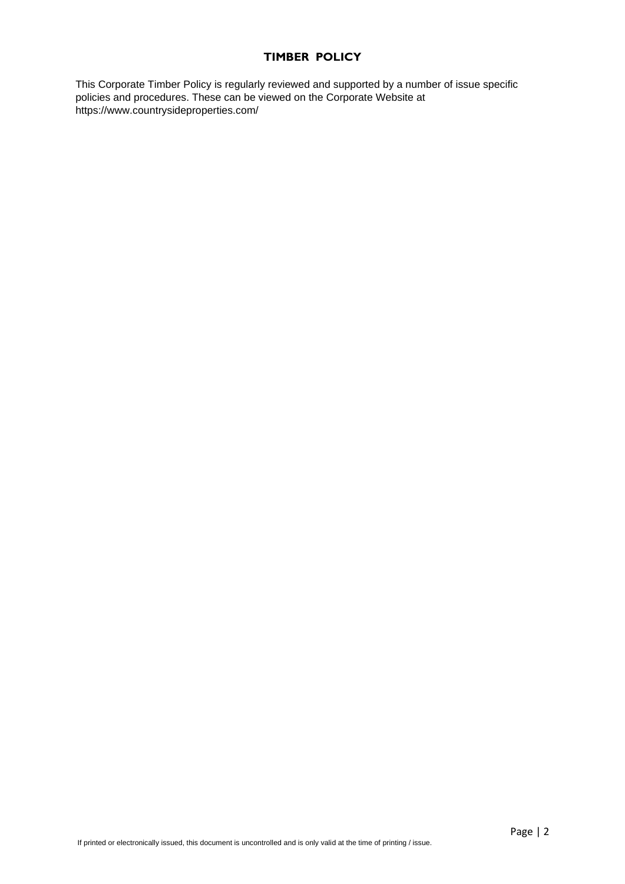**TIMBER POLICY**

This Corporate Timber Policy is regularly reviewed and supported by a number of issue specific policies and procedures. These can be viewed on the Corporate Website at https://www.countrysideproperties.com/

If printed or electronically issued, this document is uncontrolled and is only valid at the time of printing / issue.